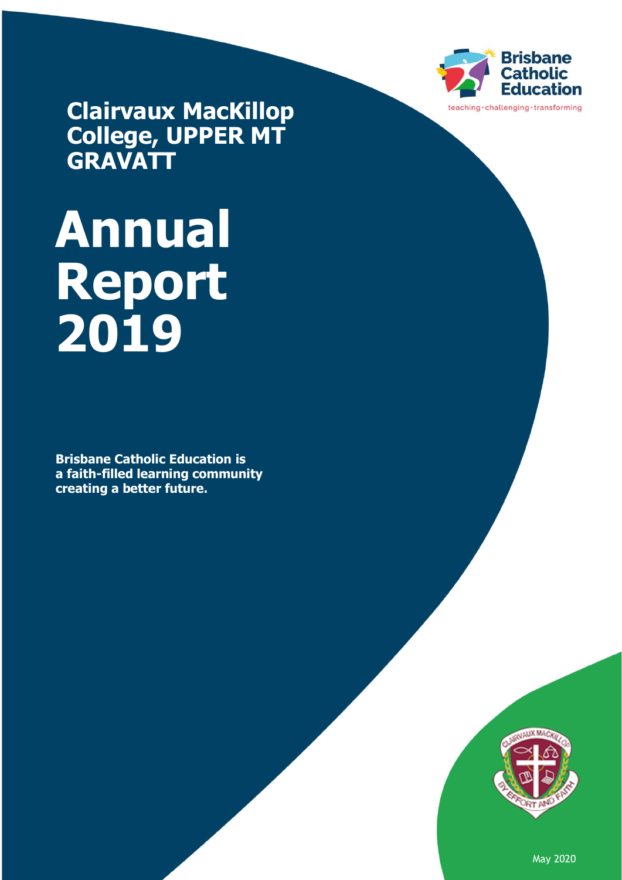Brisbane Catholic Education

teaching · challenging · transforming

## Clairvaux MacKillop College, UPPER MT GRAVATT

# Annual Report 2019

**Brisbane Catholic Education is a faith-filled learning community creating a better future.**

May 2020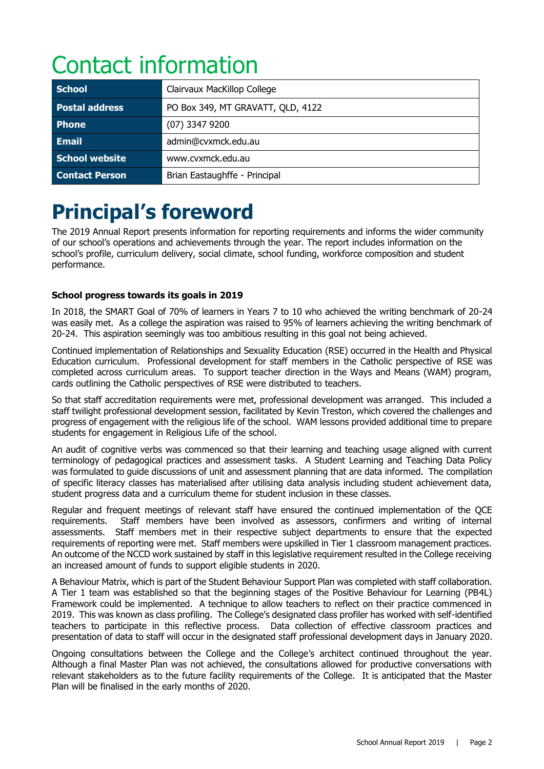# Contact information

| School | Clairvaux MacKillop College |
|---|---|
| Postal address | PO Box 349, MT GRAVATT, QLD, 4122 |
| Phone | (07) 3347 9200 |
| Email | admin@cvxmck.edu.au |
| School website | www.cvxmck.edu.au |
| Contact Person | Brian Eastaughffe - Principal |

# Principal's foreword

The 2019 Annual Report presents information for reporting requirements and informs the wider community of our school's operations and achievements through the year. The report includes information on the school's profile, curriculum delivery, social climate, school funding, workforce composition and student performance.

**School progress towards its goals in 2019**

In 2018, the SMART Goal of 70% of learners in Years 7 to 10 who achieved the writing benchmark of 20-24 was easily met. As a college the aspiration was raised to 95% of learners achieving the writing benchmark of 20-24. This aspiration seemingly was too ambitious resulting in this goal not being achieved.

Continued implementation of Relationships and Sexuality Education (RSE) occurred in the Health and Physical Education curriculum. Professional development for staff members in the Catholic perspective of RSE was completed across curriculum areas. To support teacher direction in the Ways and Means (WAM) program, cards outlining the Catholic perspectives of RSE were distributed to teachers.

So that staff accreditation requirements were met, professional development was arranged. This included a staff twilight professional development session, facilitated by Kevin Treston, which covered the challenges and progress of engagement with the religious life of the school. WAM lessons provided additional time to prepare students for engagement in Religious Life of the school.

An audit of cognitive verbs was commenced so that their learning and teaching usage aligned with current terminology of pedagogical practices and assessment tasks. A Student Learning and Teaching Data Policy was formulated to guide discussions of unit and assessment planning that are data informed. The compilation of specific literacy classes has materialised after utilising data analysis including student achievement data, student progress data and a curriculum theme for student inclusion in these classes.

Regular and frequent meetings of relevant staff have ensured the continued implementation of the QCE requirements. Staff members have been involved as assessors, confirmers and writing of internal assessments. Staff members met in their respective subject departments to ensure that the expected requirements of reporting were met. Staff members were upskilled in Tier 1 classroom management practices. An outcome of the NCCD work sustained by staff in this legislative requirement resulted in the College receiving an increased amount of funds to support eligible students in 2020.

A Behaviour Matrix, which is part of the Student Behaviour Support Plan was completed with staff collaboration. A Tier 1 team was established so that the beginning stages of the Positive Behaviour for Learning (PB4L) Framework could be implemented. A technique to allow teachers to reflect on their practice commenced in 2019. This was known as class profiling. The College's designated class profiler has worked with self-identified teachers to participate in this reflective process. Data collection of effective classroom practices and presentation of data to staff will occur in the designated staff professional development days in January 2020.

Ongoing consultations between the College and the College's architect continued throughout the year. Although a final Master Plan was not achieved, the consultations allowed for productive conversations with relevant stakeholders as to the future facility requirements of the College. It is anticipated that the Master Plan will be finalised in the early months of 2020.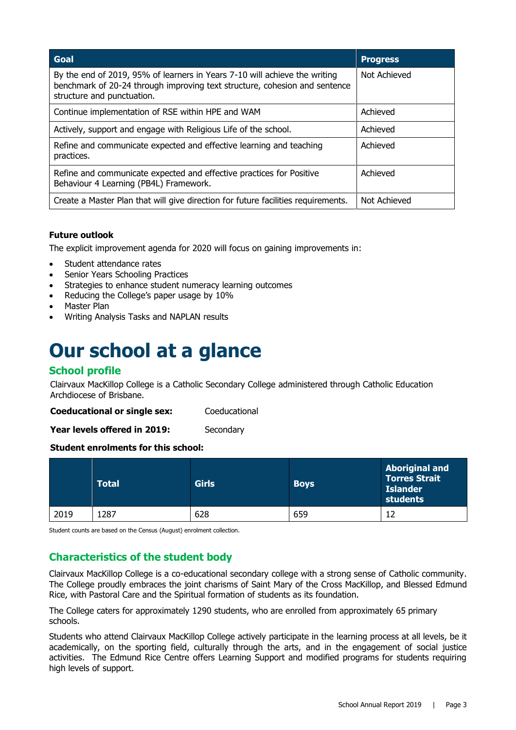| Goal | Progress |
|---|---|
| By the end of 2019, 95% of learners in Years 7-10 will achieve the writing benchmark of 20-24 through improving text structure, cohesion and sentence structure and punctuation. | Not Achieved |
| Continue implementation of RSE within HPE and WAM | Achieved |
| Actively, support and engage with Religious Life of the school. | Achieved |
| Refine and communicate expected and effective learning and teaching practices. | Achieved |
| Refine and communicate expected and effective practices for Positive Behaviour 4 Learning (PB4L) Framework. | Achieved |
| Create a Master Plan that will give direction for future facilities requirements. | Not Achieved |

**Future outlook**

The explicit improvement agenda for 2020 will focus on gaining improvements in:

- Student attendance rates
- Senior Years Schooling Practices
- Strategies to enhance student numeracy learning outcomes
- Reducing the College's paper usage by 10%
- Master Plan
- Writing Analysis Tasks and NAPLAN results

# Our school at a glance

## School profile

Clairvaux MacKillop College is a Catholic Secondary College administered through Catholic Education Archdiocese of Brisbane.

**Coeducational or single sex:** Coeducational

**Year levels offered in 2019:** Secondary

**Student enrolments for this school:**

| | Total | Girls | Boys | Aboriginal and Torres Strait Islander students |
|---|---|---|---|---|
| 2019 | 1287 | 628 | 659 | 12 |

Student counts are based on the Census (August) enrolment collection.

## Characteristics of the student body

Clairvaux MacKillop College is a co-educational secondary college with a strong sense of Catholic community. The College proudly embraces the joint charisms of Saint Mary of the Cross MacKillop, and Blessed Edmund Rice, with Pastoral Care and the Spiritual formation of students as its foundation.

The College caters for approximately 1290 students, who are enrolled from approximately 65 primary schools.

Students who attend Clairvaux MacKillop College actively participate in the learning process at all levels, be it academically, on the sporting field, culturally through the arts, and in the engagement of social justice activities. The Edmund Rice Centre offers Learning Support and modified programs for students requiring high levels of support.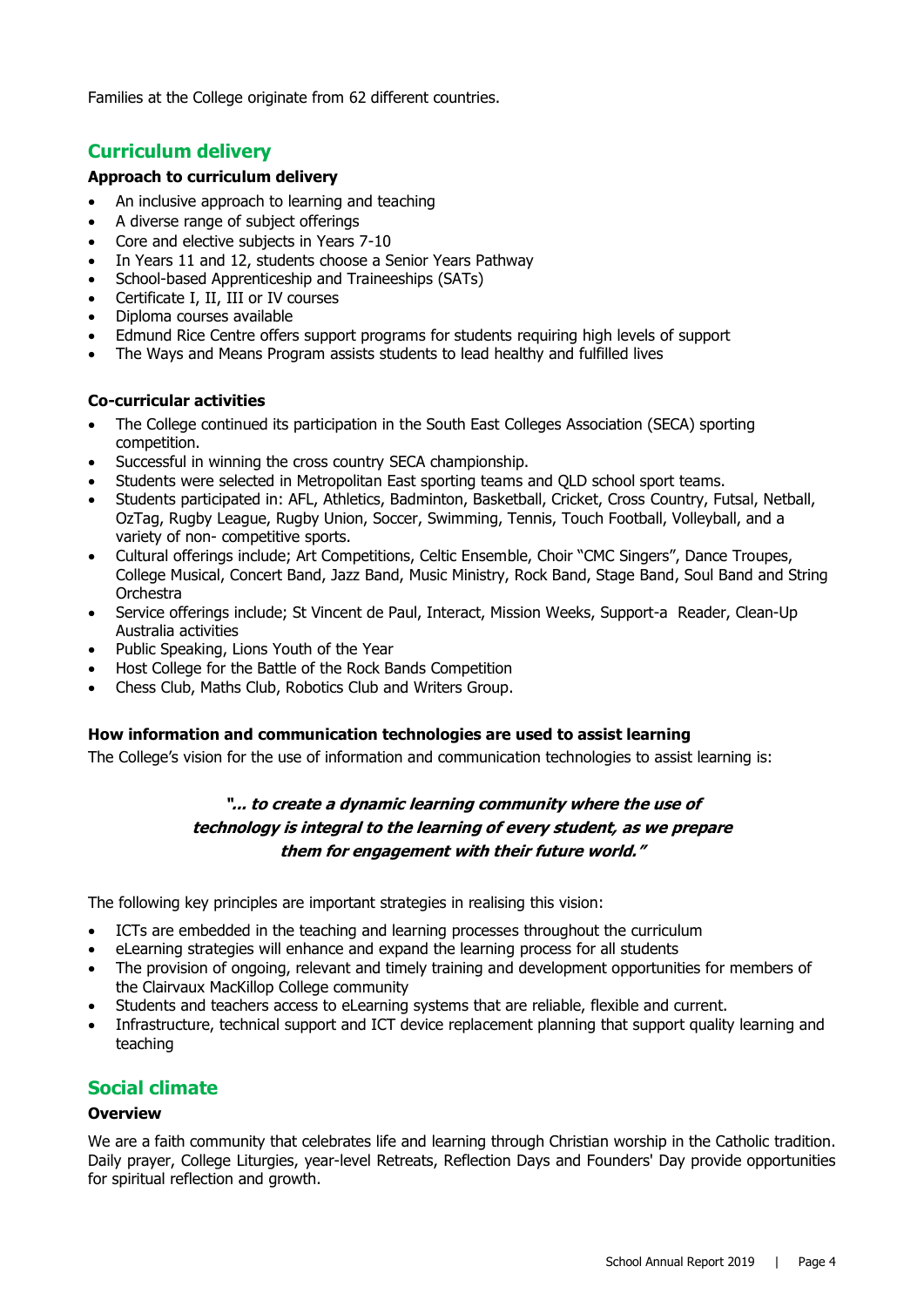Families at the College originate from 62 different countries.

## Curriculum delivery

**Approach to curriculum delivery**

- An inclusive approach to learning and teaching
- A diverse range of subject offerings
- Core and elective subjects in Years 7-10
- In Years 11 and 12, students choose a Senior Years Pathway
- School-based Apprenticeship and Traineeships (SATs)
- Certificate I, II, III or IV courses
- Diploma courses available
- Edmund Rice Centre offers support programs for students requiring high levels of support
- The Ways and Means Program assists students to lead healthy and fulfilled lives

**Co-curricular activities**

- The College continued its participation in the South East Colleges Association (SECA) sporting competition.
- Successful in winning the cross country SECA championship.
- Students were selected in Metropolitan East sporting teams and QLD school sport teams.
- Students participated in: AFL, Athletics, Badminton, Basketball, Cricket, Cross Country, Futsal, Netball, OzTag, Rugby League, Rugby Union, Soccer, Swimming, Tennis, Touch Football, Volleyball, and a variety of non- competitive sports.
- Cultural offerings include; Art Competitions, Celtic Ensemble, Choir "CMC Singers", Dance Troupes, College Musical, Concert Band, Jazz Band, Music Ministry, Rock Band, Stage Band, Soul Band and String Orchestra
- Service offerings include; St Vincent de Paul, Interact, Mission Weeks, Support-a Reader, Clean-Up Australia activities
- Public Speaking, Lions Youth of the Year
- Host College for the Battle of the Rock Bands Competition
- Chess Club, Maths Club, Robotics Club and Writers Group.

**How information and communication technologies are used to assist learning**

The College's vision for the use of information and communication technologies to assist learning is:

***"... to create a dynamic learning community where the use of technology is integral to the learning of every student, as we prepare them for engagement with their future world."***

The following key principles are important strategies in realising this vision:

- ICTs are embedded in the teaching and learning processes throughout the curriculum
- eLearning strategies will enhance and expand the learning process for all students
- The provision of ongoing, relevant and timely training and development opportunities for members of the Clairvaux MacKillop College community
- Students and teachers access to eLearning systems that are reliable, flexible and current.
- Infrastructure, technical support and ICT device replacement planning that support quality learning and teaching

## Social climate

**Overview**

We are a faith community that celebrates life and learning through Christian worship in the Catholic tradition. Daily prayer, College Liturgies, year-level Retreats, Reflection Days and Founders' Day provide opportunities for spiritual reflection and growth.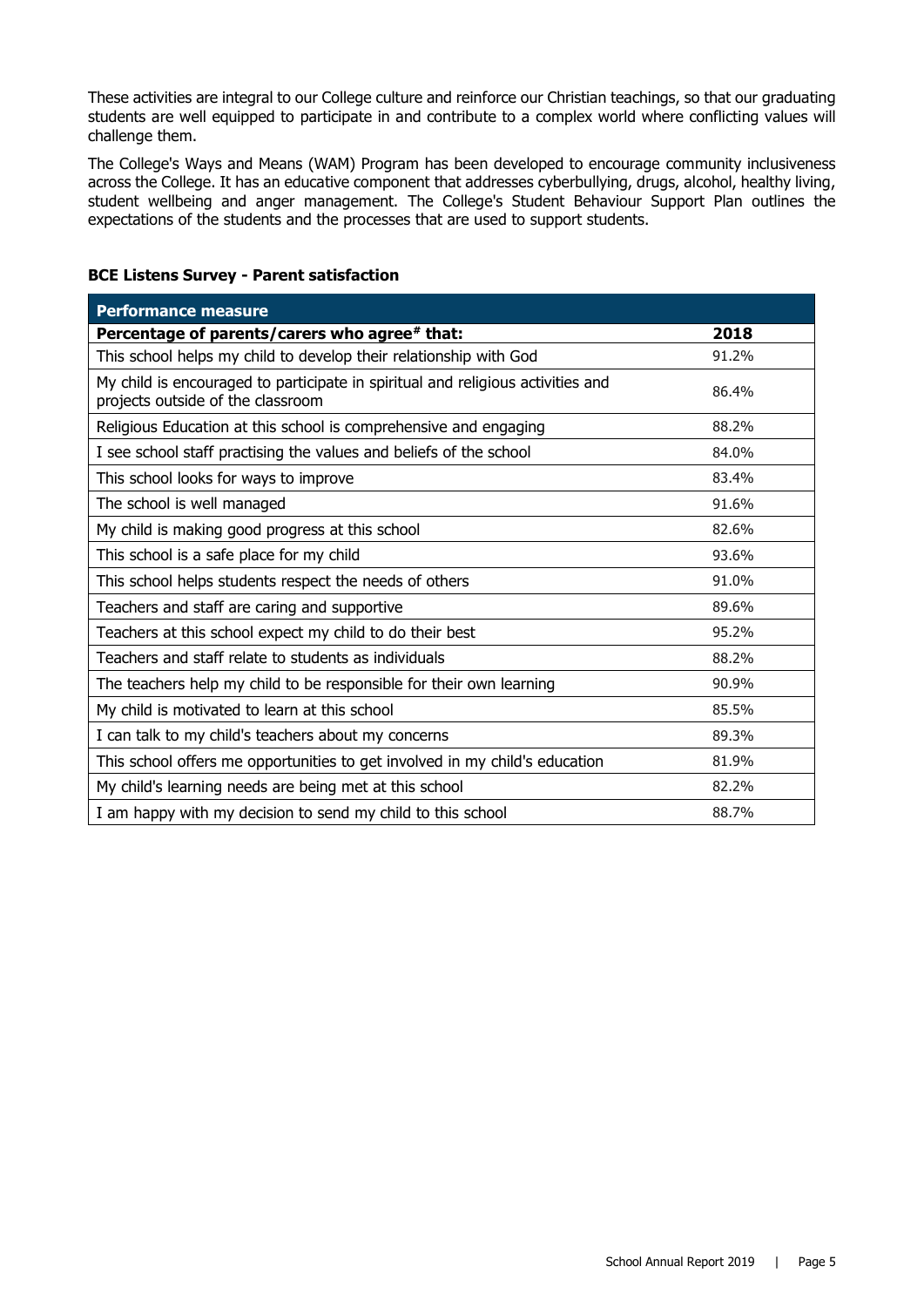These activities are integral to our College culture and reinforce our Christian teachings, so that our graduating students are well equipped to participate in and contribute to a complex world where conflicting values will challenge them.

The College's Ways and Means (WAM) Program has been developed to encourage community inclusiveness across the College. It has an educative component that addresses cyberbullying, drugs, alcohol, healthy living, student wellbeing and anger management. The College's Student Behaviour Support Plan outlines the expectations of the students and the processes that are used to support students.

### BCE Listens Survey - Parent satisfaction

| Performance measure | |
|---|---|
| **Percentage of parents/carers who agree# that:** | **2018** |
| This school helps my child to develop their relationship with God | 91.2% |
| My child is encouraged to participate in spiritual and religious activities and projects outside of the classroom | 86.4% |
| Religious Education at this school is comprehensive and engaging | 88.2% |
| I see school staff practising the values and beliefs of the school | 84.0% |
| This school looks for ways to improve | 83.4% |
| The school is well managed | 91.6% |
| My child is making good progress at this school | 82.6% |
| This school is a safe place for my child | 93.6% |
| This school helps students respect the needs of others | 91.0% |
| Teachers and staff are caring and supportive | 89.6% |
| Teachers at this school expect my child to do their best | 95.2% |
| Teachers and staff relate to students as individuals | 88.2% |
| The teachers help my child to be responsible for their own learning | 90.9% |
| My child is motivated to learn at this school | 85.5% |
| I can talk to my child's teachers about my concerns | 89.3% |
| This school offers me opportunities to get involved in my child's education | 81.9% |
| My child's learning needs are being met at this school | 82.2% |
| I am happy with my decision to send my child to this school | 88.7% |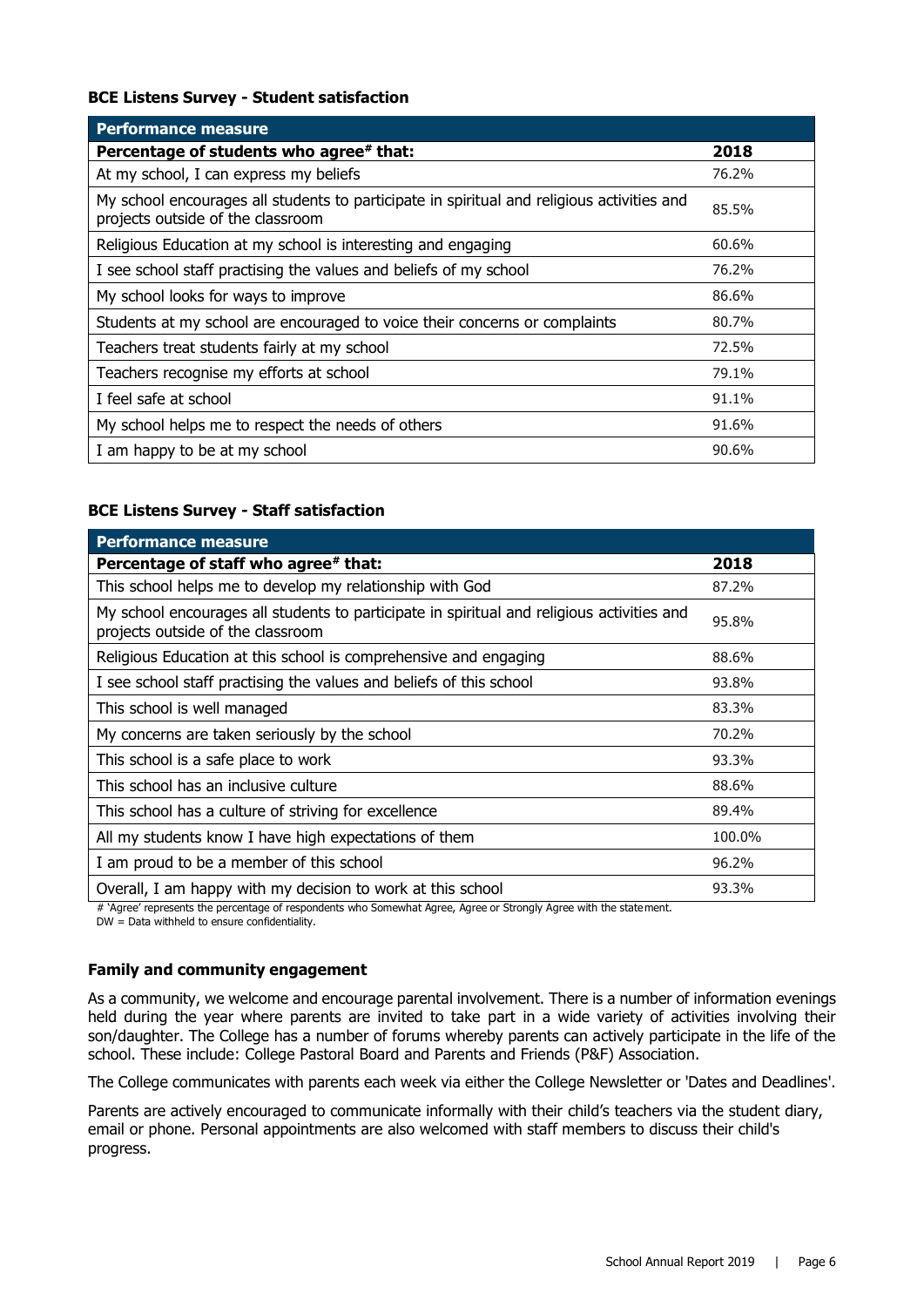**BCE Listens Survey - Student satisfaction**

| Performance measure | |
|---|---|
| **Percentage of students who agree# that:** | **2018** |
| At my school, I can express my beliefs | 76.2% |
| My school encourages all students to participate in spiritual and religious activities and projects outside of the classroom | 85.5% |
| Religious Education at my school is interesting and engaging | 60.6% |
| I see school staff practising the values and beliefs of my school | 76.2% |
| My school looks for ways to improve | 86.6% |
| Students at my school are encouraged to voice their concerns or complaints | 80.7% |
| Teachers treat students fairly at my school | 72.5% |
| Teachers recognise my efforts at school | 79.1% |
| I feel safe at school | 91.1% |
| My school helps me to respect the needs of others | 91.6% |
| I am happy to be at my school | 90.6% |

**BCE Listens Survey - Staff satisfaction**

| Performance measure | |
|---|---|
| **Percentage of staff who agree# that:** | **2018** |
| This school helps me to develop my relationship with God | 87.2% |
| My school encourages all students to participate in spiritual and religious activities and projects outside of the classroom | 95.8% |
| Religious Education at this school is comprehensive and engaging | 88.6% |
| I see school staff practising the values and beliefs of this school | 93.8% |
| This school is well managed | 83.3% |
| My concerns are taken seriously by the school | 70.2% |
| This school is a safe place to work | 93.3% |
| This school has an inclusive culture | 88.6% |
| This school has a culture of striving for excellence | 89.4% |
| All my students know I have high expectations of them | 100.0% |
| I am proud to be a member of this school | 96.2% |
| Overall, I am happy with my decision to work at this school | 93.3% |

# 'Agree' represents the percentage of respondents who Somewhat Agree, Agree or Strongly Agree with the statement.
DW = Data withheld to ensure confidentiality.

**Family and community engagement**

As a community, we welcome and encourage parental involvement. There is a number of information evenings held during the year where parents are invited to take part in a wide variety of activities involving their son/daughter. The College has a number of forums whereby parents can actively participate in the life of the school. These include: College Pastoral Board and Parents and Friends (P&F) Association.

The College communicates with parents each week via either the College Newsletter or 'Dates and Deadlines'.

Parents are actively encouraged to communicate informally with their child's teachers via the student diary, email or phone. Personal appointments are also welcomed with staff members to discuss their child's progress.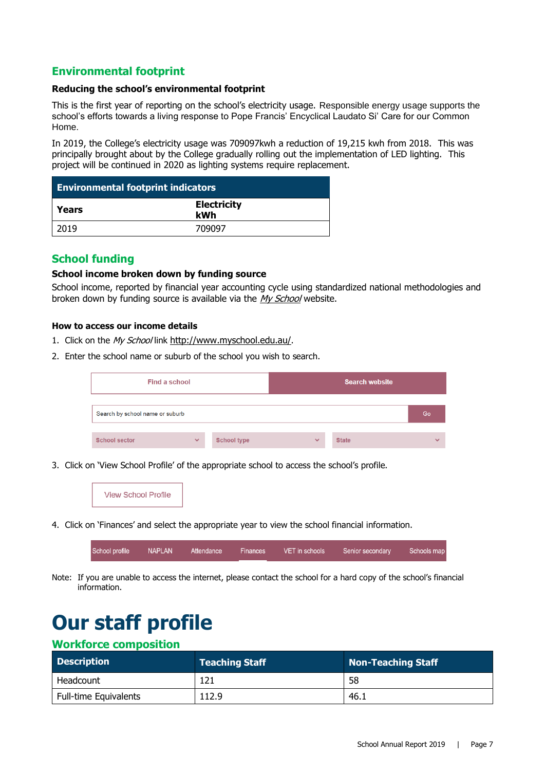## Environmental footprint

### Reducing the school's environmental footprint

This is the first year of reporting on the school's electricity usage. Responsible energy usage supports the school's efforts towards a living response to Pope Francis' Encyclical Laudato Si' Care for our Common Home.

In 2019, the College's electricity usage was 709097kwh a reduction of 19,215 kwh from 2018. This was principally brought about by the College gradually rolling out the implementation of LED lighting. This project will be continued in 2020 as lighting systems require replacement.

| Environmental footprint indicators | |
|---|---|
| **Years** | **Electricity kWh** |
| 2019 | 709097 |

## School funding

### School income broken down by funding source

School income, reported by financial year accounting cycle using standardized national methodologies and broken down by funding source is available via the *My School* website.

### How to access our income details

1. Click on the *My School* link http://www.myschool.edu.au/.
2. Enter the school name or suburb of the school you wish to search.

Find a school | Search website

Search by school name or suburb | Go

School sector | School type | State

3. Click on 'View School Profile' of the appropriate school to access the school's profile.

View School Profile

4. Click on 'Finances' and select the appropriate year to view the school financial information.

School profile | NAPLAN | Attendance | Finances | VET in schools | Senior secondary | Schools map

Note: If you are unable to access the internet, please contact the school for a hard copy of the school's financial information.

# Our staff profile

## Workforce composition

| Description | Teaching Staff | Non-Teaching Staff |
|---|---|---|
| Headcount | 121 | 58 |
| Full-time Equivalents | 112.9 | 46.1 |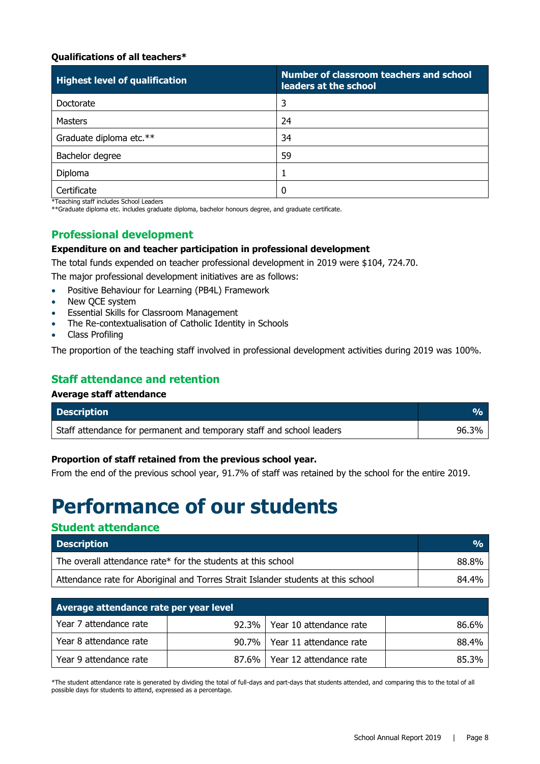**Qualifications of all teachers***

| Highest level of qualification | Number of classroom teachers and school leaders at the school |
|---|---|
| Doctorate | 3 |
| Masters | 24 |
| Graduate diploma etc.** | 34 |
| Bachelor degree | 59 |
| Diploma | 1 |
| Certificate | 0 |

*Teaching staff includes School Leaders
**Graduate diploma etc. includes graduate diploma, bachelor honours degree, and graduate certificate.

## Professional development

**Expenditure on and teacher participation in professional development**

The total funds expended on teacher professional development in 2019 were $104, 724.70.

The major professional development initiatives are as follows:

- Positive Behaviour for Learning (PB4L) Framework
- New QCE system
- Essential Skills for Classroom Management
- The Re-contextualisation of Catholic Identity in Schools
- Class Profiling

The proportion of the teaching staff involved in professional development activities during 2019 was 100%.

## Staff attendance and retention

**Average staff attendance**

| Description | % |
|---|---|
| Staff attendance for permanent and temporary staff and school leaders | 96.3% |

**Proportion of staff retained from the previous school year.**

From the end of the previous school year, 91.7% of staff was retained by the school for the entire 2019.

# Performance of our students

## Student attendance

| Description | % |
|---|---|
| The overall attendance rate* for the students at this school | 88.8% |
| Attendance rate for Aboriginal and Torres Strait Islander students at this school | 84.4% |

| Average attendance rate per year level | | | |
|---|---|---|---|
| Year 7 attendance rate | 92.3% | Year 10 attendance rate | 86.6% |
| Year 8 attendance rate | 90.7% | Year 11 attendance rate | 88.4% |
| Year 9 attendance rate | 87.6% | Year 12 attendance rate | 85.3% |

*The student attendance rate is generated by dividing the total of full-days and part-days that students attended, and comparing this to the total of all possible days for students to attend, expressed as a percentage.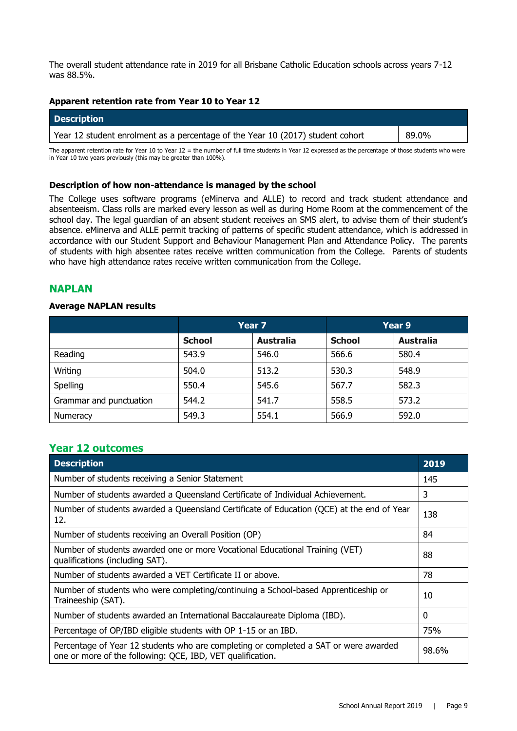The overall student attendance rate in 2019 for all Brisbane Catholic Education schools across years 7-12 was 88.5%.

### Apparent retention rate from Year 10 to Year 12

| Description | |
|---|---|
| Year 12 student enrolment as a percentage of the Year 10 (2017) student cohort | 89.0% |

The apparent retention rate for Year 10 to Year 12 = the number of full time students in Year 12 expressed as the percentage of those students who were in Year 10 two years previously (this may be greater than 100%).

### Description of how non-attendance is managed by the school

The College uses software programs (eMinerva and ALLE) to record and track student attendance and absenteeism. Class rolls are marked every lesson as well as during Home Room at the commencement of the school day. The legal guardian of an absent student receives an SMS alert, to advise them of their student's absence. eMinerva and ALLE permit tracking of patterns of specific student attendance, which is addressed in accordance with our Student Support and Behaviour Management Plan and Attendance Policy. The parents of students with high absentee rates receive written communication from the College. Parents of students who have high attendance rates receive written communication from the College.

## NAPLAN

### Average NAPLAN results

| | Year 7 | | Year 9 | |
|---|---|---|---|---|
| | School | Australia | School | Australia |
| Reading | 543.9 | 546.0 | 566.6 | 580.4 |
| Writing | 504.0 | 513.2 | 530.3 | 548.9 |
| Spelling | 550.4 | 545.6 | 567.7 | 582.3 |
| Grammar and punctuation | 544.2 | 541.7 | 558.5 | 573.2 |
| Numeracy | 549.3 | 554.1 | 566.9 | 592.0 |

## Year 12 outcomes

| Description | 2019 |
|---|---|
| Number of students receiving a Senior Statement | 145 |
| Number of students awarded a Queensland Certificate of Individual Achievement. | 3 |
| Number of students awarded a Queensland Certificate of Education (QCE) at the end of Year 12. | 138 |
| Number of students receiving an Overall Position (OP) | 84 |
| Number of students awarded one or more Vocational Educational Training (VET) qualifications (including SAT). | 88 |
| Number of students awarded a VET Certificate II or above. | 78 |
| Number of students who were completing/continuing a School-based Apprenticeship or Traineeship (SAT). | 10 |
| Number of students awarded an International Baccalaureate Diploma (IBD). | 0 |
| Percentage of OP/IBD eligible students with OP 1-15 or an IBD. | 75% |
| Percentage of Year 12 students who are completing or completed a SAT or were awarded one or more of the following: QCE, IBD, VET qualification. | 98.6% |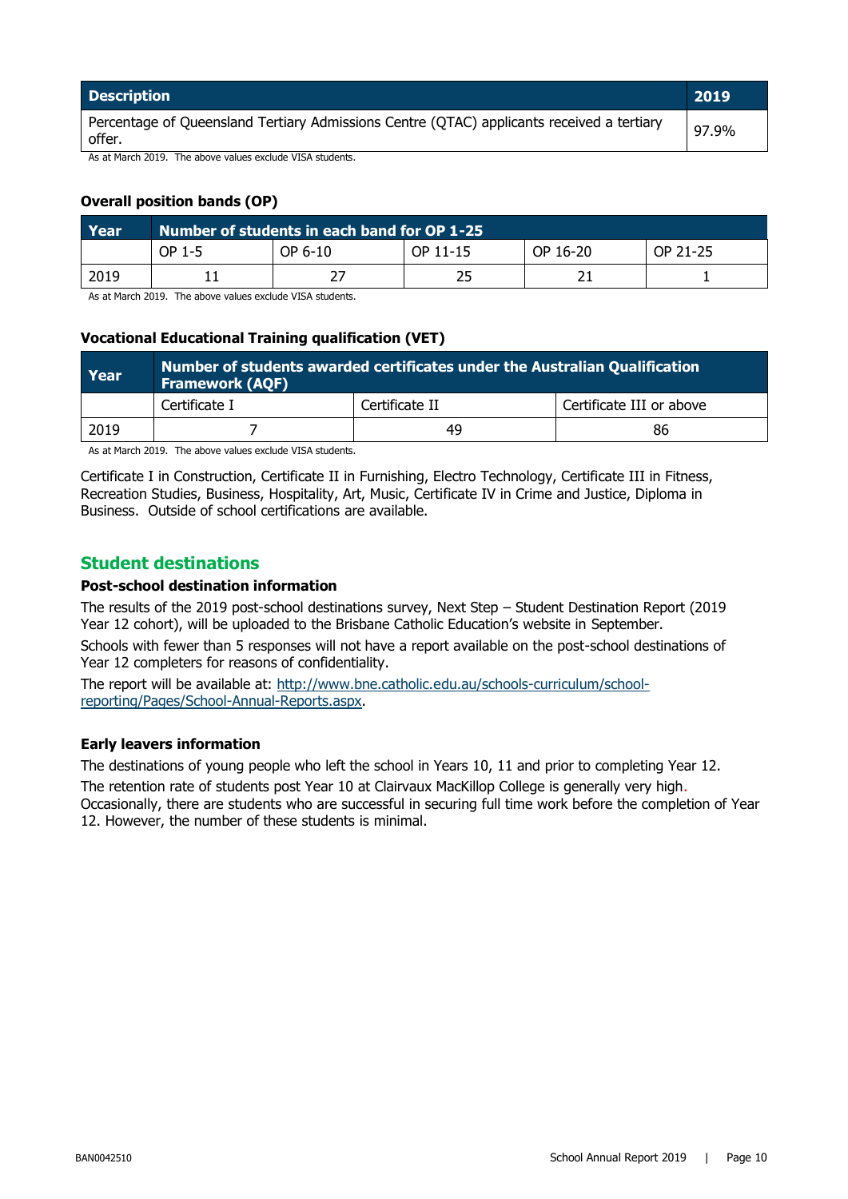| Description | 2019 |
|---|---|
| Percentage of Queensland Tertiary Admissions Centre (QTAC) applicants received a tertiary offer. | 97.9% |

As at March 2019. The above values exclude VISA students.

### Overall position bands (OP)

| Year | Number of students in each band for OP 1-25 | | | | |
|---|---|---|---|---|---|
| | OP 1-5 | OP 6-10 | OP 11-15 | OP 16-20 | OP 21-25 |
| 2019 | 11 | 27 | 25 | 21 | 1 |

As at March 2019. The above values exclude VISA students.

### Vocational Educational Training qualification (VET)

| Year | Number of students awarded certificates under the Australian Qualification Framework (AQF) | | |
|---|---|---|---|
| | Certificate I | Certificate II | Certificate III or above |
| 2019 | 7 | 49 | 86 |

As at March 2019. The above values exclude VISA students.

Certificate I in Construction, Certificate II in Furnishing, Electro Technology, Certificate III in Fitness, Recreation Studies, Business, Hospitality, Art, Music, Certificate IV in Crime and Justice, Diploma in Business. Outside of school certifications are available.

## Student destinations

### Post-school destination information

The results of the 2019 post-school destinations survey, Next Step – Student Destination Report (2019 Year 12 cohort), will be uploaded to the Brisbane Catholic Education's website in September.

Schools with fewer than 5 responses will not have a report available on the post-school destinations of Year 12 completers for reasons of confidentiality.

The report will be available at: http://www.bne.catholic.edu.au/schools-curriculum/school-reporting/Pages/School-Annual-Reports.aspx.

### Early leavers information

The destinations of young people who left the school in Years 10, 11 and prior to completing Year 12.

The retention rate of students post Year 10 at Clairvaux MacKillop College is generally very high. Occasionally, there are students who are successful in securing full time work before the completion of Year 12. However, the number of these students is minimal.